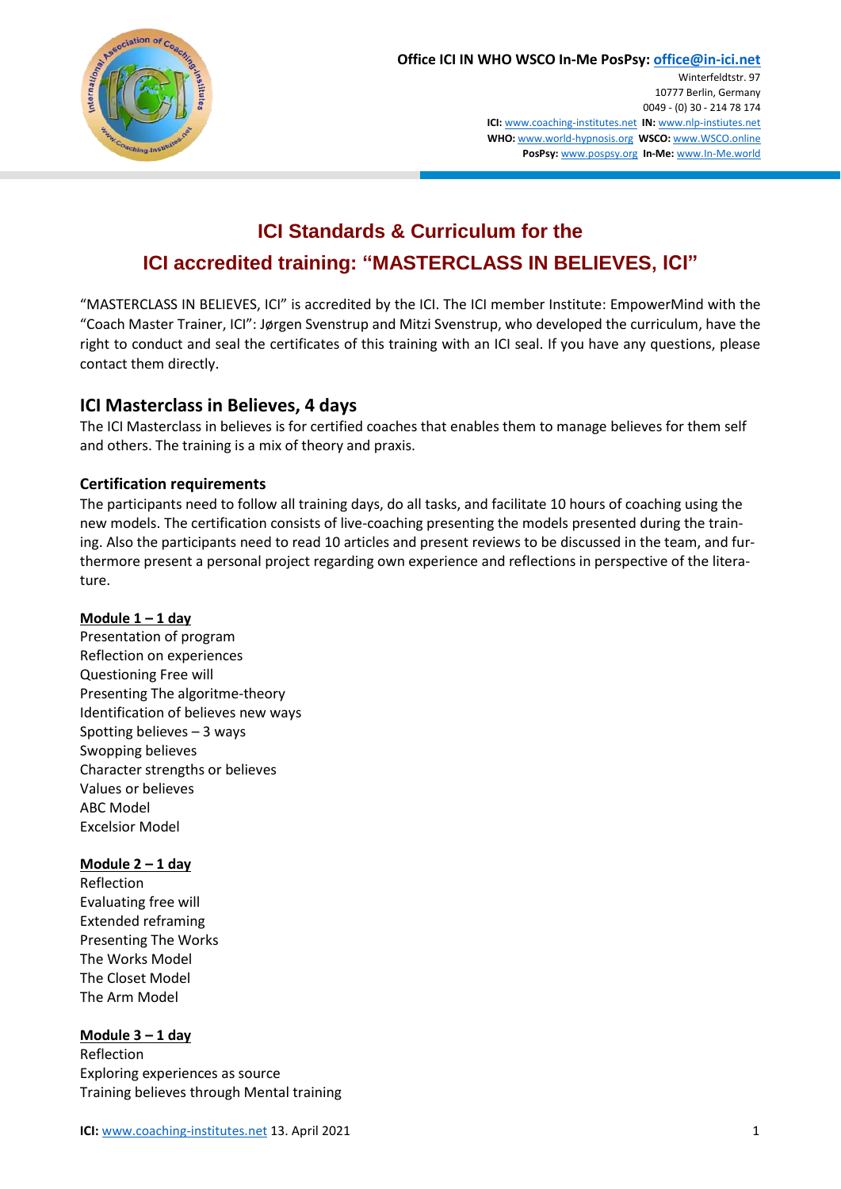Office ICI IN WHO WSCO In-Me PosPsy: office@in-ici.net
Winterfeldtstr. 97
10777 Berlin, Germany
0049 - (0) 30 - 214 78 174
**ICI:** www.coaching-institutes.net **IN:** www.nlp-instiutes.net
**WHO:** www.world-hypnosis.org **WSCO:** www.WSCO.online
**PosPsy:** www.pospsy.org **In-Me:** www.In-Me.world

# ICI Standards & Curriculum for the ICI accredited training: "MASTERCLASS IN BELIEVES, ICI"

"MASTERCLASS IN BELIEVES, ICI" is accredited by the ICI. The ICI member Institute: EmpowerMind with the "Coach Master Trainer, ICI": Jørgen Svenstrup and Mitzi Svenstrup, who developed the curriculum, have the right to conduct and seal the certificates of this training with an ICI seal. If you have any questions, please contact them directly.

## ICI Masterclass in Believes, 4 days

The ICI Masterclass in believes is for certified coaches that enables them to manage believes for them self and others. The training is a mix of theory and praxis.

### Certification requirements

The participants need to follow all training days, do all tasks, and facilitate 10 hours of coaching using the new models. The certification consists of live-coaching presenting the models presented during the training. Also the participants need to read 10 articles and present reviews to be discussed in the team, and furthermore present a personal project regarding own experience and reflections in perspective of the literature.

**Module 1 – 1 day**

Presentation of program
Reflection on experiences
Questioning Free will
Presenting The algoritme-theory
Identification of believes new ways
Spotting believes – 3 ways
Swopping believes
Character strengths or believes
Values or believes
ABC Model
Excelsior Model

**Module 2 – 1 day**

Reflection
Evaluating free will
Extended reframing
Presenting The Works
The Works Model
The Closet Model
The Arm Model

**Module 3 – 1 day**

Reflection
Exploring experiences as source
Training believes through Mental training

**ICI:** www.coaching-institutes.net 13. April 2021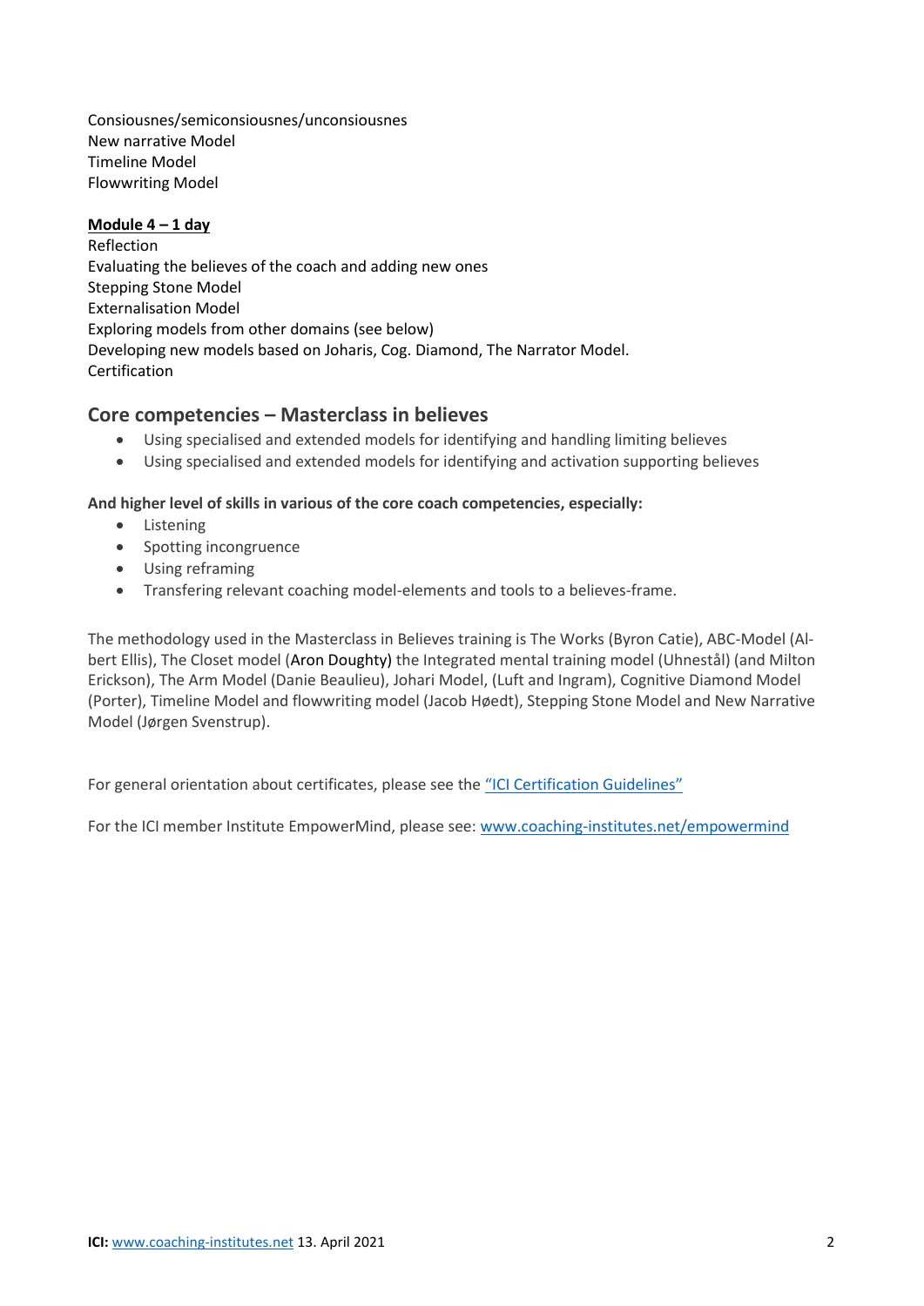Consiousnes/semiconsiousnes/unconsiousnes
New narrative Model
Timeline Model
Flowwriting Model

**Module 4 – 1 day**
Reflection
Evaluating the believes of the coach and adding new ones
Stepping Stone Model
Externalisation Model
Exploring models from other domains (see below)
Developing new models based on Joharis, Cog. Diamond, The Narrator Model.
Certification

## Core competencies – Masterclass in believes

- Using specialised and extended models for identifying and handling limiting believes
- Using specialised and extended models for identifying and activation supporting believes

**And higher level of skills in various of the core coach competencies, especially:**

- Listening
- Spotting incongruence
- Using reframing
- Transfering relevant coaching model-elements and tools to a believes-frame.

The methodology used in the Masterclass in Believes training is The Works (Byron Catie), ABC-Model (Albert Ellis), The Closet model (Aron Doughty) the Integrated mental training model (Uhnestål) (and Milton Erickson), The Arm Model (Danie Beaulieu), Johari Model, (Luft and Ingram), Cognitive Diamond Model (Porter), Timeline Model and flowwriting model (Jacob Høedt), Stepping Stone Model and New Narrative Model (Jørgen Svenstrup).

For general orientation about certificates, please see the "ICI Certification Guidelines"

For the ICI member Institute EmpowerMind, please see: www.coaching-institutes.net/empowermind